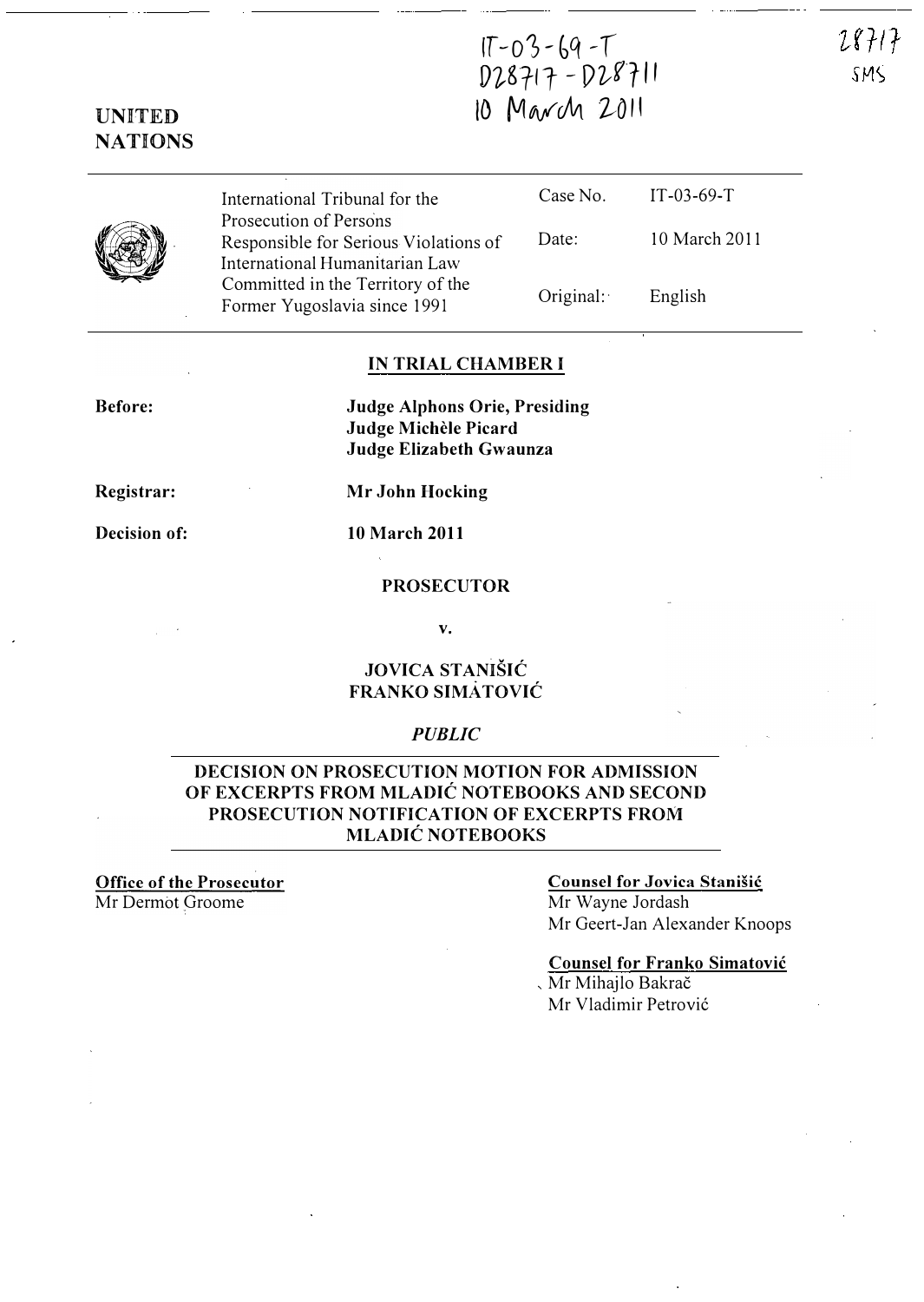IT-03-69-T
D28717 - D28711
10 March 2011

28717
SMS

**UNITED NATIONS**

| International Tribunal for the Prosecution of Persons Responsible for Serious Violations of International Humanitarian Law Committed in the Territory of the Former Yugoslavia since 1991 | Case No. | IT-03-69-T |
|---|---|---|
| | Date: | 10 March 2011 |
| | Original: | English |

**IN TRIAL CHAMBER I**

**Before:** **Judge Alphons Orie, Presiding**
**Judge Michèle Picard**
**Judge Elizabeth Gwaunza**

**Registrar:** **Mr John Hocking**

**Decision of:** **10 March 2011**

**PROSECUTOR**

**v.**

**JOVICA STANIŠIĆ**
**FRANKO SIMATOVIĆ**

*PUBLIC*

**DECISION ON PROSECUTION MOTION FOR ADMISSION OF EXCERPTS FROM MLADIĆ NOTEBOOKS AND SECOND PROSECUTION NOTIFICATION OF EXCERPTS FROM MLADIĆ NOTEBOOKS**

**Office of the Prosecutor**
Mr Dermot Groome

**Counsel for Jovica Stanišić**
Mr Wayne Jordash
Mr Geert-Jan Alexander Knoops

**Counsel for Franko Simatović**
Mr Mihajlo Bakrač
Mr Vladimir Petrović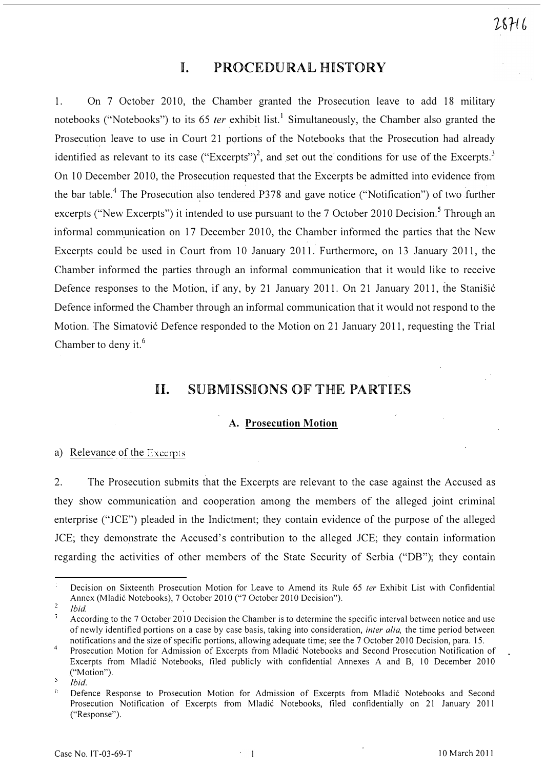# I. PROCEDURAL HISTORY

1. On 7 October 2010, the Chamber granted the Prosecution leave to add 18 military notebooks ("Notebooks") to its 65 *ter* exhibit list.[1] Simultaneously, the Chamber also granted the Prosecution leave to use in Court 21 portions of the Notebooks that the Prosecution had already identified as relevant to its case ("Excerpts")[2], and set out the conditions for use of the Excerpts.[3] On 10 December 2010, the Prosecution requested that the Excerpts be admitted into evidence from the bar table.[4] The Prosecution also tendered P378 and gave notice ("Notification") of two further excerpts ("New Excerpts") it intended to use pursuant to the 7 October 2010 Decision.[5] Through an informal communication on 17 December 2010, the Chamber informed the parties that the New Excerpts could be used in Court from 10 January 2011. Furthermore, on 13 January 2011, the Chamber informed the parties through an informal communication that it would like to receive Defence responses to the Motion, if any, by 21 January 2011. On 21 January 2011, the Stanišić Defence informed the Chamber through an informal communication that it would not respond to the Motion. The Simatović Defence responded to the Motion on 21 January 2011, requesting the Trial Chamber to deny it.[6]

# II. SUBMISSIONS OF THE PARTIES

### A. Prosecution Motion

a) Relevance of the Excerpts

2. The Prosecution submits that the Excerpts are relevant to the case against the Accused as they show communication and cooperation among the members of the alleged joint criminal enterprise ("JCE") pleaded in the Indictment; they contain evidence of the purpose of the alleged JCE; they demonstrate the Accused's contribution to the alleged JCE; they contain information regarding the activities of other members of the State Security of Serbia ("DB"); they contain

---

[1] Decision on Sixteenth Prosecution Motion for Leave to Amend its Rule 65 ter Exhibit List with Confidential Annex (Mladić Notebooks), 7 October 2010 ("7 October 2010 Decision").

[2] *Ibid.*

[3] According to the 7 October 2010 Decision the Chamber is to determine the specific interval between notice and use of newly identified portions on a case by case basis, taking into consideration, *inter alia,* the time period between notifications and the size of specific portions, allowing adequate time; see the 7 October 2010 Decision, para. 15.

[4] Prosecution Motion for Admission of Excerpts from Mladić Notebooks and Second Prosecution Notification of Excerpts from Mladić Notebooks, filed publicly with confidential Annexes A and B, 10 December 2010 ("Motion").

[5] *Ibid.*

[6] Defence Response to Prosecution Motion for Admission of Excerpts from Mladić Notebooks and Second Prosecution Notification of Excerpts from Mladić Notebooks, filed confidentially on 21 January 2011 ("Response").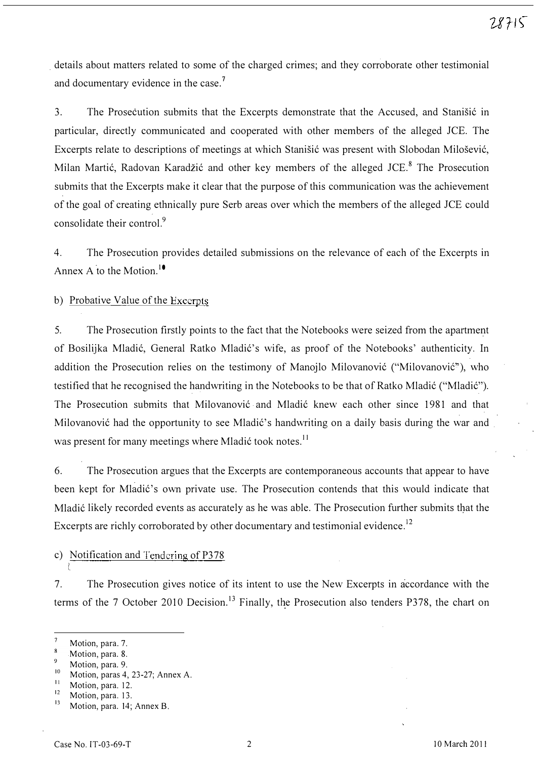details about matters related to some of the charged crimes; and they corroborate other testimonial and documentary evidence in the case.[7]

3. The Prosecution submits that the Excerpts demonstrate that the Accused, and Stanišić in particular, directly communicated and cooperated with other members of the alleged JCE. The Excerpts relate to descriptions of meetings at which Stanišić was present with Slobodan Milošević, Milan Martić, Radovan Karadžić and other key members of the alleged JCE.[8] The Prosecution submits that the Excerpts make it clear that the purpose of this communication was the achievement of the goal of creating ethnically pure Serb areas over which the members of the alleged JCE could consolidate their control.[9]

4. The Prosecution provides detailed submissions on the relevance of each of the Excerpts in Annex A to the Motion.[10]

b) Probative Value of the Excerpts

5. The Prosecution firstly points to the fact that the Notebooks were seized from the apartment of Bosilijka Mladić, General Ratko Mladić's wife, as proof of the Notebooks' authenticity. In addition the Prosecution relies on the testimony of Manojlo Milovanović ("Milovanović"), who testified that he recognised the handwriting in the Notebooks to be that of Ratko Mladić ("Mladić"). The Prosecution submits that Milovanović and Mladić knew each other since 1981 and that Milovanović had the opportunity to see Mladić's handwriting on a daily basis during the war and was present for many meetings where Mladić took notes.[11]

6. The Prosecution argues that the Excerpts are contemporaneous accounts that appear to have been kept for Mladić's own private use. The Prosecution contends that this would indicate that Mladić likely recorded events as accurately as he was able. The Prosecution further submits that the Excerpts are richly corroborated by other documentary and testimonial evidence.[12]

c) Notification and Tendering of P378

7. The Prosecution gives notice of its intent to use the New Excerpts in accordance with the terms of the 7 October 2010 Decision.[13] Finally, the Prosecution also tenders P378, the chart on

---

[7] Motion, para. 7.
[8] Motion, para. 8.
[9] Motion, para. 9.
[10] Motion, paras 4, 23-27; Annex A.
[11] Motion, para. 12.
[12] Motion, para. 13.
[13] Motion, para. 14; Annex B.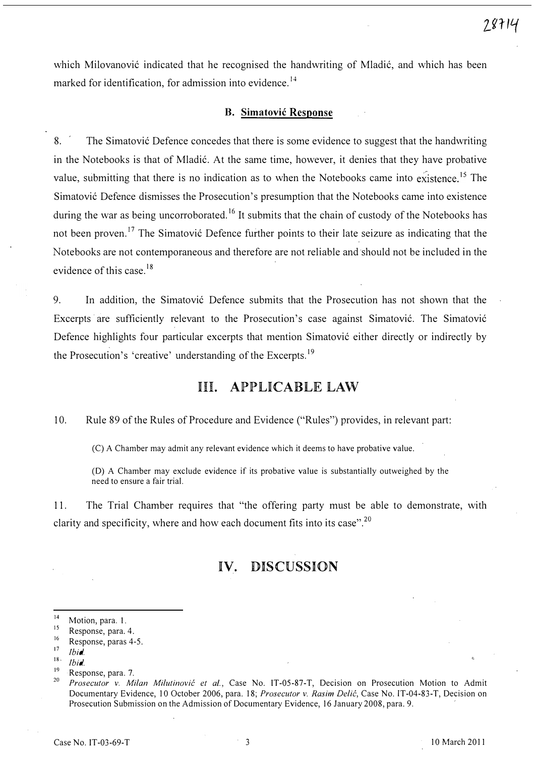which Milovanović indicated that he recognised the handwriting of Mladić, and which has been marked for identification, for admission into evidence.[14]

### B. Simatović Response

8. The Simatović Defence concedes that there is some evidence to suggest that the handwriting in the Notebooks is that of Mladić. At the same time, however, it denies that they have probative value, submitting that there is no indication as to when the Notebooks came into existence.[15] The Simatović Defence dismisses the Prosecution's presumption that the Notebooks came into existence during the war as being uncorroborated.[16] It submits that the chain of custody of the Notebooks has not been proven.[17] The Simatović Defence further points to their late seizure as indicating that the Notebooks are not contemporaneous and therefore are not reliable and should not be included in the evidence of this case.[18]

9. In addition, the Simatović Defence submits that the Prosecution has not shown that the Excerpts are sufficiently relevant to the Prosecution's case against Simatović. The Simatović Defence highlights four particular excerpts that mention Simatović either directly or indirectly by the Prosecution's 'creative' understanding of the Excerpts.[19]

## III. APPLICABLE LAW

10. Rule 89 of the Rules of Procedure and Evidence ("Rules") provides, in relevant part:

> (C) A Chamber may admit any relevant evidence which it deems to have probative value.
>
> (D) A Chamber may exclude evidence if its probative value is substantially outweighed by the need to ensure a fair trial.

11. The Trial Chamber requires that "the offering party must be able to demonstrate, with clarity and specificity, where and how each document fits into its case".[20]

## IV. DISCUSSION

---

[14] Motion, para. 1.

[15] Response, para. 4.

[16] Response, paras 4-5.

[17] *Ibid.*

[18] *Ibid.*

[19] Response, para. 7.

[20] *Prosecutor v. Milan Milutinović et al.*, Case No. IT-05-87-T, Decision on Prosecution Motion to Admit Documentary Evidence, 10 October 2006, para. 18; *Prosecutor v. Rasim Delić*, Case No. IT-04-83-T, Decision on Prosecution Submission on the Admission of Documentary Evidence, 16 January 2008, para. 9.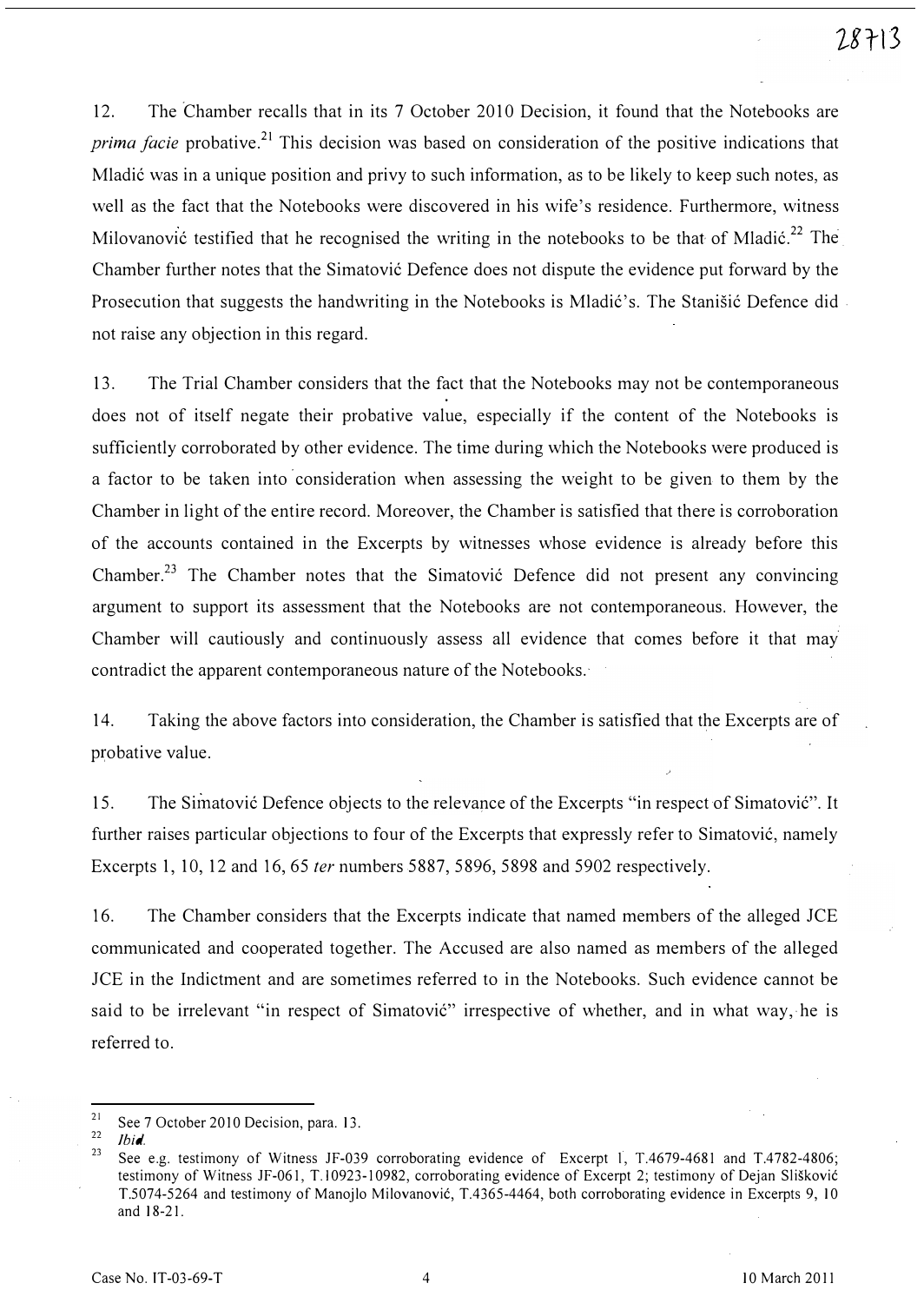12. The Chamber recalls that in its 7 October 2010 Decision, it found that the Notebooks are *prima facie* probative.[21] This decision was based on consideration of the positive indications that Mladić was in a unique position and privy to such information, as to be likely to keep such notes, as well as the fact that the Notebooks were discovered in his wife's residence. Furthermore, witness Milovanović testified that he recognised the writing in the notebooks to be that of Mladić.[22] The Chamber further notes that the Simatović Defence does not dispute the evidence put forward by the Prosecution that suggests the handwriting in the Notebooks is Mladić's. The Stanišić Defence did not raise any objection in this regard.

13. The Trial Chamber considers that the fact that the Notebooks may not be contemporaneous does not of itself negate their probative value, especially if the content of the Notebooks is sufficiently corroborated by other evidence. The time during which the Notebooks were produced is a factor to be taken into consideration when assessing the weight to be given to them by the Chamber in light of the entire record. Moreover, the Chamber is satisfied that there is corroboration of the accounts contained in the Excerpts by witnesses whose evidence is already before this Chamber.[23] The Chamber notes that the Simatović Defence did not present any convincing argument to support its assessment that the Notebooks are not contemporaneous. However, the Chamber will cautiously and continuously assess all evidence that comes before it that may contradict the apparent contemporaneous nature of the Notebooks.

14. Taking the above factors into consideration, the Chamber is satisfied that the Excerpts are of probative value.

15. The Simatović Defence objects to the relevance of the Excerpts "in respect of Simatović". It further raises particular objections to four of the Excerpts that expressly refer to Simatović, namely Excerpts 1, 10, 12 and 16, 65 *ter* numbers 5887, 5896, 5898 and 5902 respectively.

16. The Chamber considers that the Excerpts indicate that named members of the alleged JCE communicated and cooperated together. The Accused are also named as members of the alleged JCE in the Indictment and are sometimes referred to in the Notebooks. Such evidence cannot be said to be irrelevant "in respect of Simatović" irrespective of whether, and in what way, he is referred to.

---

[21] See 7 October 2010 Decision, para. 13.

[22] *Ibid.*

[23] See e.g. testimony of Witness JF-039 corroborating evidence of Excerpt 1, T.4679-4681 and T.4782-4806; testimony of Witness JF-061, T.10923-10982, corroborating evidence of Excerpt 2; testimony of Dejan Slišković T.5074-5264 and testimony of Manojlo Milovanović, T.4365-4464, both corroborating evidence in Excerpts 9, 10 and 18-21.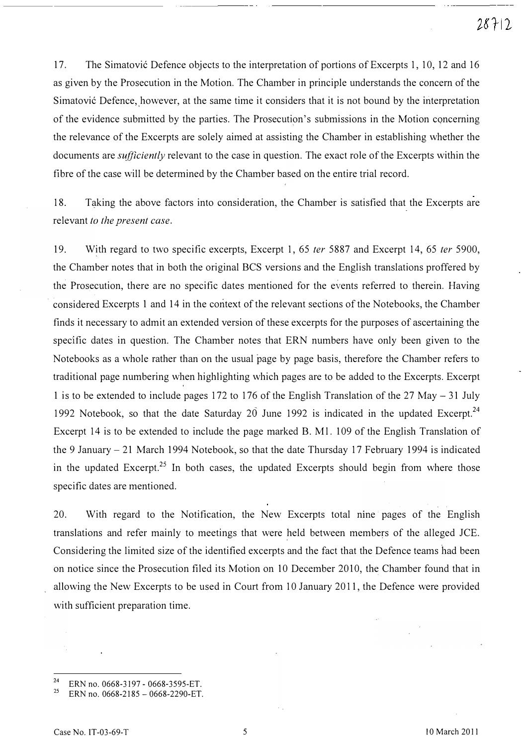17. The Simatović Defence objects to the interpretation of portions of Excerpts 1, 10, 12 and 16 as given by the Prosecution in the Motion. The Chamber in principle understands the concern of the Simatović Defence, however, at the same time it considers that it is not bound by the interpretation of the evidence submitted by the parties. The Prosecution's submissions in the Motion concerning the relevance of the Excerpts are solely aimed at assisting the Chamber in establishing whether the documents are *sufficiently* relevant to the case in question. The exact role of the Excerpts within the fibre of the case will be determined by the Chamber based on the entire trial record.

18. Taking the above factors into consideration, the Chamber is satisfied that the Excerpts are relevant *to the present case*.

19. With regard to two specific excerpts, Excerpt 1, 65 *ter* 5887 and Excerpt 14, 65 *ter* 5900, the Chamber notes that in both the original BCS versions and the English translations proffered by the Prosecution, there are no specific dates mentioned for the events referred to therein. Having considered Excerpts 1 and 14 in the context of the relevant sections of the Notebooks, the Chamber finds it necessary to admit an extended version of these excerpts for the purposes of ascertaining the specific dates in question. The Chamber notes that ERN numbers have only been given to the Notebooks as a whole rather than on the usual page by page basis, therefore the Chamber refers to traditional page numbering when highlighting which pages are to be added to the Excerpts. Excerpt 1 is to be extended to include pages 172 to 176 of the English Translation of the 27 May – 31 July 1992 Notebook, so that the date Saturday 20 June 1992 is indicated in the updated Excerpt.[24] Excerpt 14 is to be extended to include the page marked B. M1. 109 of the English Translation of the 9 January – 21 March 1994 Notebook, so that the date Thursday 17 February 1994 is indicated in the updated Excerpt.[25] In both cases, the updated Excerpts should begin from where those specific dates are mentioned.

20. With regard to the Notification, the New Excerpts total nine pages of the English translations and refer mainly to meetings that were held between members of the alleged JCE. Considering the limited size of the identified excerpts and the fact that the Defence teams had been on notice since the Prosecution filed its Motion on 10 December 2010, the Chamber found that in allowing the New Excerpts to be used in Court from 10 January 2011, the Defence were provided with sufficient preparation time.

---

[24] ERN no. 0668-3197 - 0668-3595-ET.

[25] ERN no. 0668-2185 – 0668-2290-ET.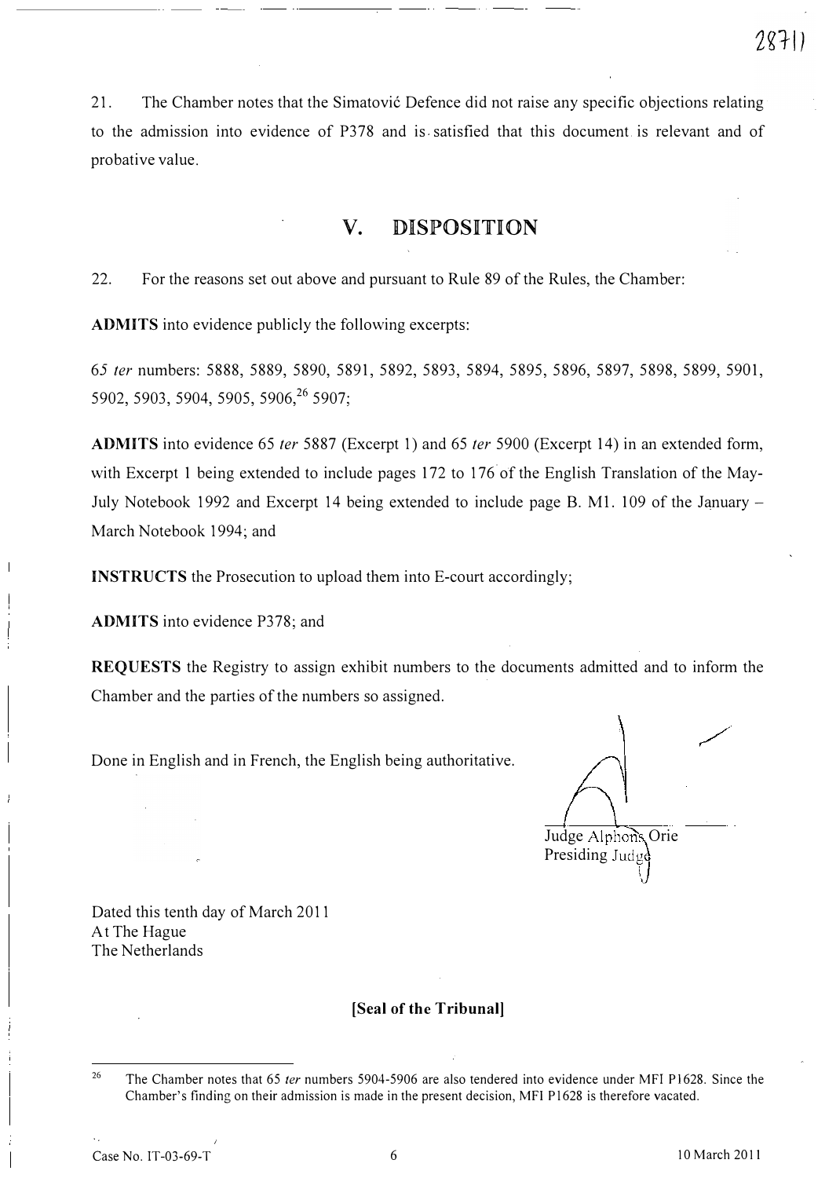21. The Chamber notes that the Simatović Defence did not raise any specific objections relating to the admission into evidence of P378 and is satisfied that this document is relevant and of probative value.

## V. DISPOSITION

22. For the reasons set out above and pursuant to Rule 89 of the Rules, the Chamber:

**ADMITS** into evidence publicly the following excerpts:

65 *ter* numbers: 5888, 5889, 5890, 5891, 5892, 5893, 5894, 5895, 5896, 5897, 5898, 5899, 5901, 5902, 5903, 5904, 5905, 5906,[26] 5907;

**ADMITS** into evidence 65 *ter* 5887 (Excerpt 1) and 65 *ter* 5900 (Excerpt 14) in an extended form, with Excerpt 1 being extended to include pages 172 to 176 of the English Translation of the May-July Notebook 1992 and Excerpt 14 being extended to include page B. M1. 109 of the January – March Notebook 1994; and

**INSTRUCTS** the Prosecution to upload them into E-court accordingly;

**ADMITS** into evidence P378; and

**REQUESTS** the Registry to assign exhibit numbers to the documents admitted and to inform the Chamber and the parties of the numbers so assigned.

Done in English and in French, the English being authoritative.

Judge Alphons Orie
Presiding Judge

Dated this tenth day of March 2011
At The Hague
The Netherlands

**[Seal of the Tribunal]**

---

[26] The Chamber notes that 65 *ter* numbers 5904-5906 are also tendered into evidence under MFI P1628. Since the Chamber's finding on their admission is made in the present decision, MFI P1628 is therefore vacated.